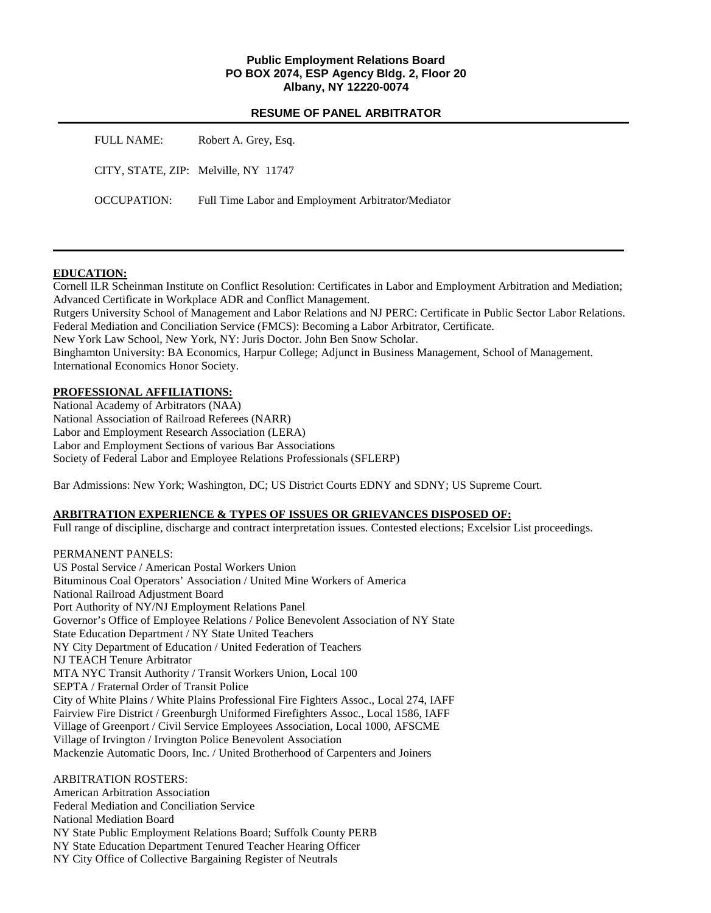**Public Employment Relations Board**
**PO BOX 2074, ESP Agency Bldg. 2, Floor 20**
**Albany, NY 12220-0074**

## RESUME OF PANEL ARBITRATOR

FULL NAME: Robert A. Grey, Esq.

CITY, STATE, ZIP: Melville, NY 11747

OCCUPATION: Full Time Labor and Employment Arbitrator/Mediator

---

**EDUCATION:**

Cornell ILR Scheinman Institute on Conflict Resolution: Certificates in Labor and Employment Arbitration and Mediation; Advanced Certificate in Workplace ADR and Conflict Management.
Rutgers University School of Management and Labor Relations and NJ PERC: Certificate in Public Sector Labor Relations.
Federal Mediation and Conciliation Service (FMCS): Becoming a Labor Arbitrator, Certificate.
New York Law School, New York, NY: Juris Doctor. John Ben Snow Scholar.
Binghamton University: BA Economics, Harpur College; Adjunct in Business Management, School of Management. International Economics Honor Society.

**PROFESSIONAL AFFILIATIONS:**

National Academy of Arbitrators (NAA)
National Association of Railroad Referees (NARR)
Labor and Employment Research Association (LERA)
Labor and Employment Sections of various Bar Associations
Society of Federal Labor and Employee Relations Professionals (SFLERP)

Bar Admissions: New York; Washington, DC; US District Courts EDNY and SDNY; US Supreme Court.

**ARBITRATION EXPERIENCE & TYPES OF ISSUES OR GRIEVANCES DISPOSED OF:**

Full range of discipline, discharge and contract interpretation issues. Contested elections; Excelsior List proceedings.

PERMANENT PANELS:
US Postal Service / American Postal Workers Union
Bituminous Coal Operators' Association / United Mine Workers of America
National Railroad Adjustment Board
Port Authority of NY/NJ Employment Relations Panel
Governor's Office of Employee Relations / Police Benevolent Association of NY State
State Education Department / NY State United Teachers
NY City Department of Education / United Federation of Teachers
NJ TEACH Tenure Arbitrator
MTA NYC Transit Authority / Transit Workers Union, Local 100
SEPTA / Fraternal Order of Transit Police
City of White Plains / White Plains Professional Fire Fighters Assoc., Local 274, IAFF
Fairview Fire District / Greenburgh Uniformed Firefighters Assoc., Local 1586, IAFF
Village of Greenport / Civil Service Employees Association, Local 1000, AFSCME
Village of Irvington / Irvington Police Benevolent Association
Mackenzie Automatic Doors, Inc. / United Brotherhood of Carpenters and Joiners

ARBITRATION ROSTERS:
American Arbitration Association
Federal Mediation and Conciliation Service
National Mediation Board
NY State Public Employment Relations Board; Suffolk County PERB
NY State Education Department Tenured Teacher Hearing Officer
NY City Office of Collective Bargaining Register of Neutrals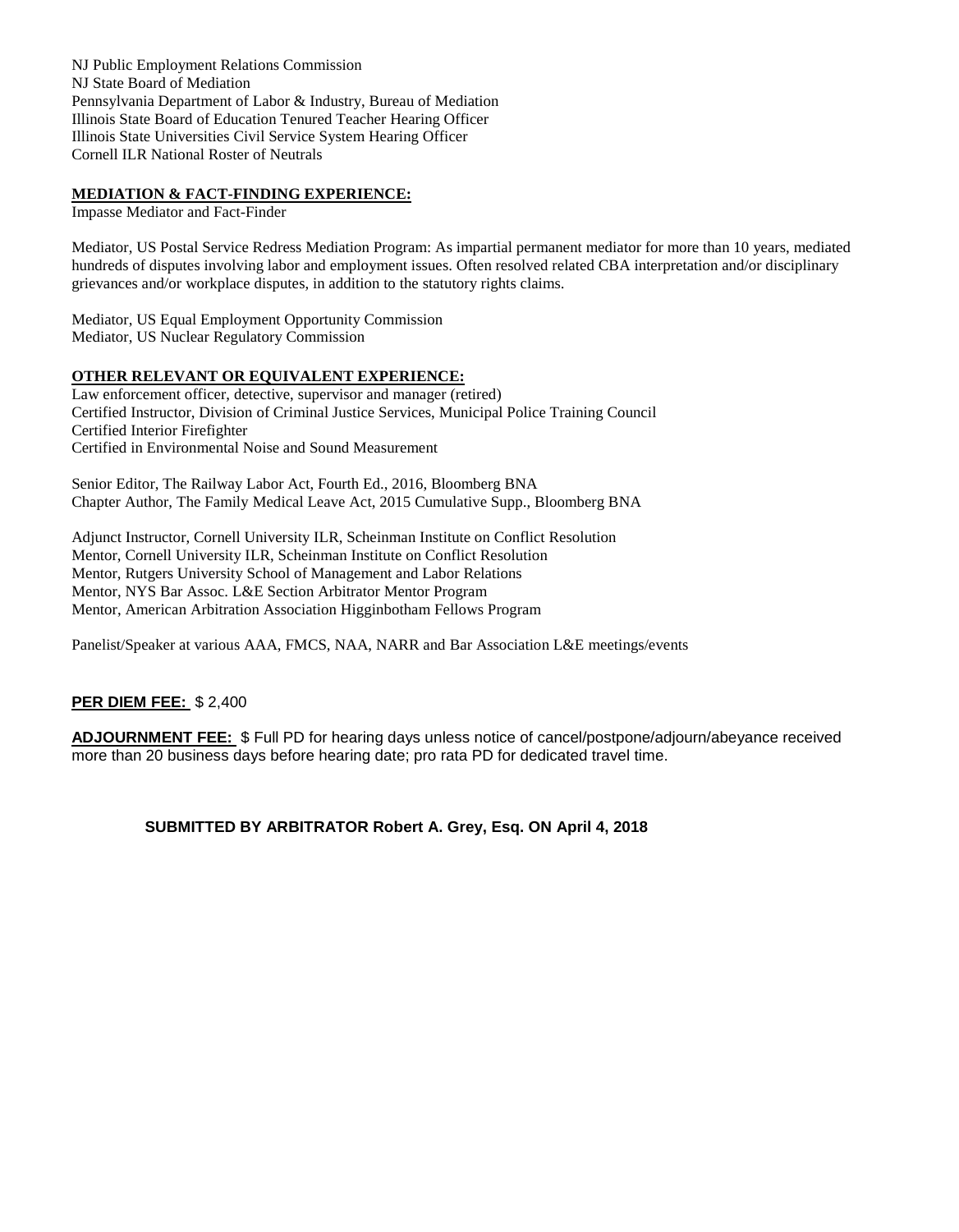NJ Public Employment Relations Commission
NJ State Board of Mediation
Pennsylvania Department of Labor & Industry, Bureau of Mediation
Illinois State Board of Education Tenured Teacher Hearing Officer
Illinois State Universities Civil Service System Hearing Officer
Cornell ILR National Roster of Neutrals

**MEDIATION & FACT-FINDING EXPERIENCE:**

Impasse Mediator and Fact-Finder

Mediator, US Postal Service Redress Mediation Program: As impartial permanent mediator for more than 10 years, mediated hundreds of disputes involving labor and employment issues. Often resolved related CBA interpretation and/or disciplinary grievances and/or workplace disputes, in addition to the statutory rights claims.

Mediator, US Equal Employment Opportunity Commission
Mediator, US Nuclear Regulatory Commission

**OTHER RELEVANT OR EQUIVALENT EXPERIENCE:**

Law enforcement officer, detective, supervisor and manager (retired)
Certified Instructor, Division of Criminal Justice Services, Municipal Police Training Council
Certified Interior Firefighter
Certified in Environmental Noise and Sound Measurement

Senior Editor, The Railway Labor Act, Fourth Ed., 2016, Bloomberg BNA
Chapter Author, The Family Medical Leave Act, 2015 Cumulative Supp., Bloomberg BNA

Adjunct Instructor, Cornell University ILR, Scheinman Institute on Conflict Resolution
Mentor, Cornell University ILR, Scheinman Institute on Conflict Resolution
Mentor, Rutgers University School of Management and Labor Relations
Mentor, NYS Bar Assoc. L&E Section Arbitrator Mentor Program
Mentor, American Arbitration Association Higginbotham Fellows Program

Panelist/Speaker at various AAA, FMCS, NAA, NARR and Bar Association L&E meetings/events

**PER DIEM FEE:** $ 2,400

**ADJOURNMENT FEE:** $ Full PD for hearing days unless notice of cancel/postpone/adjourn/abeyance received more than 20 business days before hearing date; pro rata PD for dedicated travel time.

**SUBMITTED BY ARBITRATOR Robert A. Grey, Esq. ON April 4, 2018**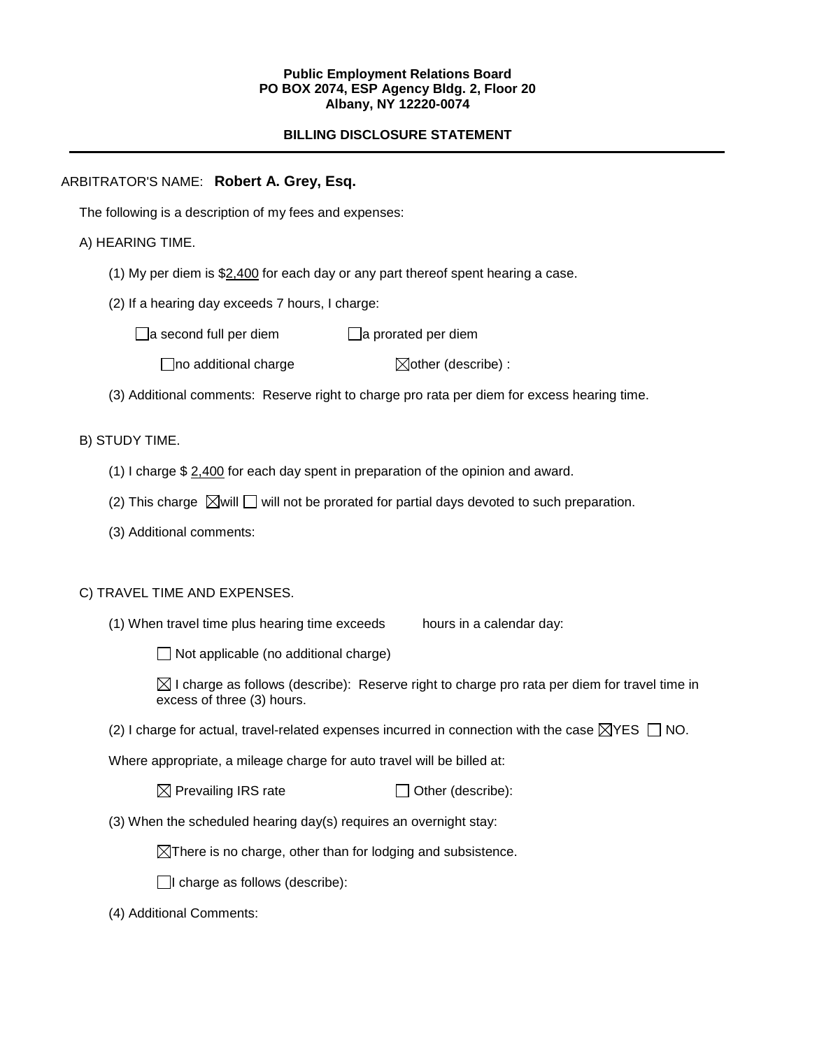**Public Employment Relations Board**
**PO BOX 2074, ESP Agency Bldg. 2, Floor 20**
**Albany, NY 12220-0074**

**BILLING DISCLOSURE STATEMENT**

---

ARBITRATOR'S NAME: **Robert A. Grey, Esq.**

The following is a description of my fees and expenses:

A) HEARING TIME.

(1) My per diem is $2,400 for each day or any part thereof spent hearing a case.

(2) If a hearing day exceeds 7 hours, I charge:

☐ a second full per diem ☐ a prorated per diem

☐ no additional charge ☒ other (describe) :

(3) Additional comments: Reserve right to charge pro rata per diem for excess hearing time.

B) STUDY TIME.

(1) I charge $ 2,400 for each day spent in preparation of the opinion and award.

(2) This charge ☒ will ☐ will not be prorated for partial days devoted to such preparation.

(3) Additional comments:

C) TRAVEL TIME AND EXPENSES.

(1) When travel time plus hearing time exceeds hours in a calendar day:

☐ Not applicable (no additional charge)

☒ I charge as follows (describe): Reserve right to charge pro rata per diem for travel time in excess of three (3) hours.

(2) I charge for actual, travel-related expenses incurred in connection with the case ☒ YES ☐ NO.

Where appropriate, a mileage charge for auto travel will be billed at:

☒ Prevailing IRS rate ☐ Other (describe):

(3) When the scheduled hearing day(s) requires an overnight stay:

☒ There is no charge, other than for lodging and subsistence.

☐ I charge as follows (describe):

(4) Additional Comments: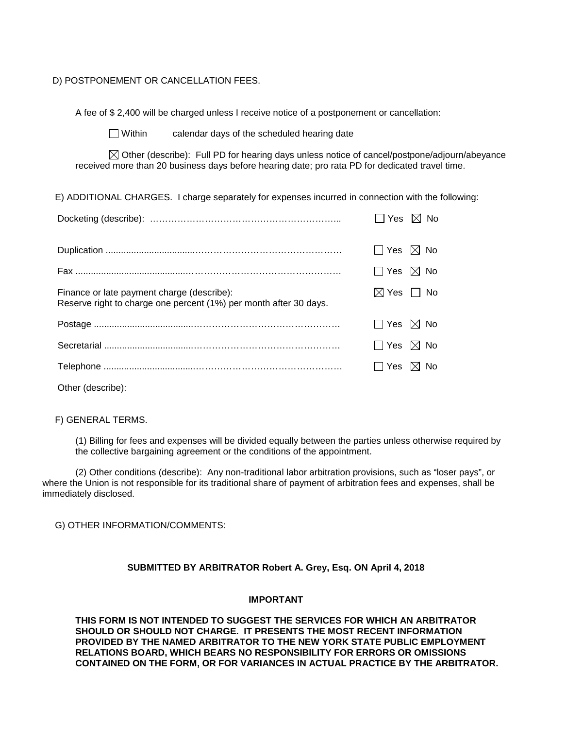D) POSTPONEMENT OR CANCELLATION FEES.

A fee of $ 2,400 will be charged unless I receive notice of a postponement or cancellation:

☐ Within calendar days of the scheduled hearing date

☒ Other (describe): Full PD for hearing days unless notice of cancel/postpone/adjourn/abeyance received more than 20 business days before hearing date; pro rata PD for dedicated travel time.

E) ADDITIONAL CHARGES. I charge separately for expenses incurred in connection with the following:

| | |
|---|---|
| Docketing (describe): | ☐ Yes ☒ No |
| Duplication | ☐ Yes ☒ No |
| Fax | ☐ Yes ☒ No |
| Finance or late payment charge (describe): Reserve right to charge one percent (1%) per month after 30 days. | ☒ Yes ☐ No |
| Postage | ☐ Yes ☒ No |
| Secretarial | ☐ Yes ☒ No |
| Telephone | ☐ Yes ☒ No |

Other (describe):

F) GENERAL TERMS.

(1) Billing for fees and expenses will be divided equally between the parties unless otherwise required by the collective bargaining agreement or the conditions of the appointment.

(2) Other conditions (describe): Any non-traditional labor arbitration provisions, such as "loser pays", or where the Union is not responsible for its traditional share of payment of arbitration fees and expenses, shall be immediately disclosed.

G) OTHER INFORMATION/COMMENTS:

**SUBMITTED BY ARBITRATOR Robert A. Grey, Esq. ON April 4, 2018**

**IMPORTANT**

**THIS FORM IS NOT INTENDED TO SUGGEST THE SERVICES FOR WHICH AN ARBITRATOR SHOULD OR SHOULD NOT CHARGE. IT PRESENTS THE MOST RECENT INFORMATION PROVIDED BY THE NAMED ARBITRATOR TO THE NEW YORK STATE PUBLIC EMPLOYMENT RELATIONS BOARD, WHICH BEARS NO RESPONSIBILITY FOR ERRORS OR OMISSIONS CONTAINED ON THE FORM, OR FOR VARIANCES IN ACTUAL PRACTICE BY THE ARBITRATOR.**